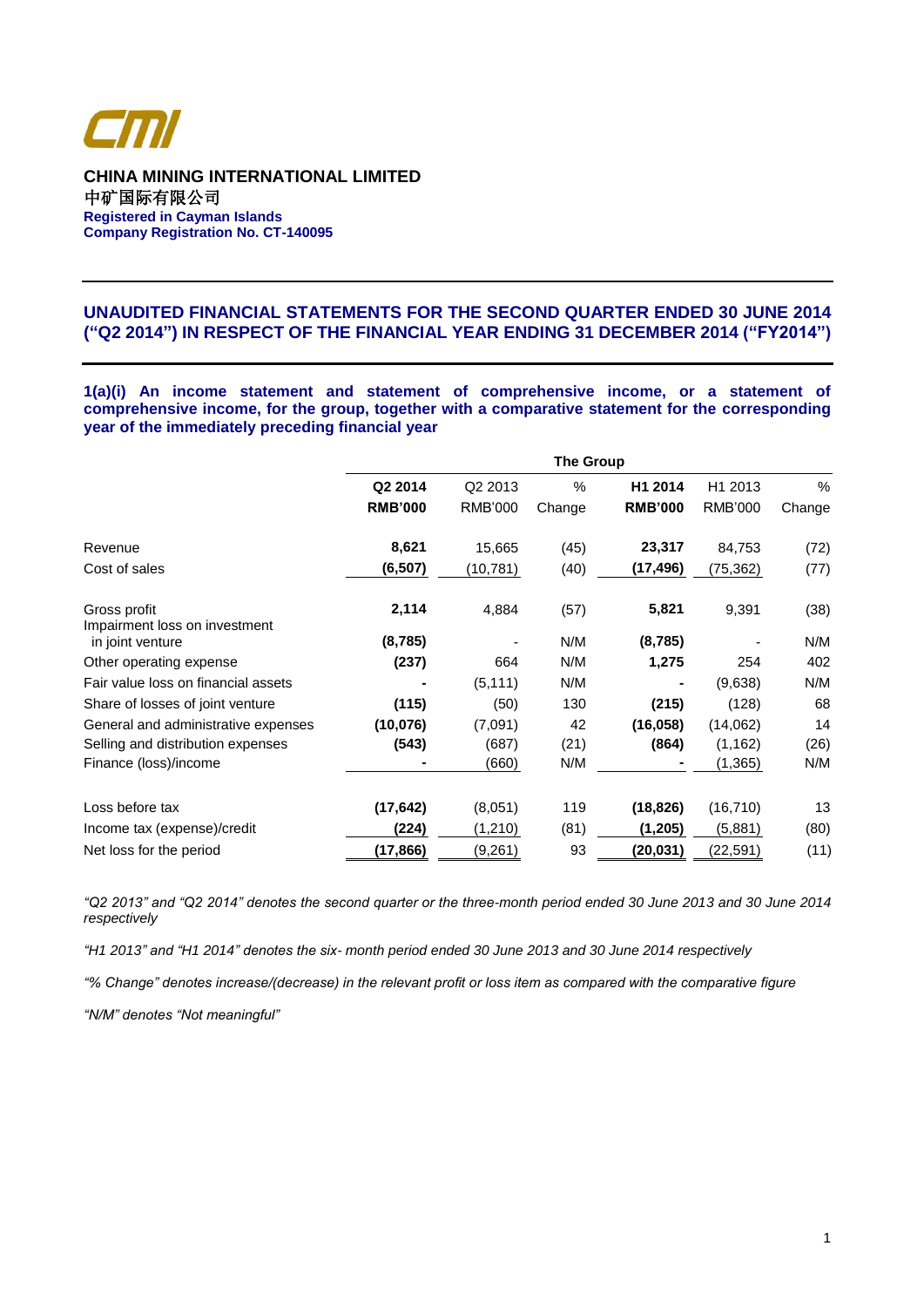CMI

**CHINA MINING INTERNATIONAL LIMITED**
**中矿国际有限公司**
**Registered in Cayman Islands**
**Company Registration No. CT-140095**

## UNAUDITED FINANCIAL STATEMENTS FOR THE SECOND QUARTER ENDED 30 JUNE 2014 ("Q2 2014") IN RESPECT OF THE FINANCIAL YEAR ENDING 31 DECEMBER 2014 ("FY2014")

### 1(a)(i) An income statement and statement of comprehensive income, or a statement of comprehensive income, for the group, together with a comparative statement for the corresponding year of the immediately preceding financial year

| | The Group | | | | | |
|---|---|---|---|---|---|---|
| | **Q2 2014** | Q2 2013 | % | **H1 2014** | H1 2013 | % |
| | **RMB'000** | RMB'000 | Change | **RMB'000** | RMB'000 | Change |
| Revenue | **8,621** | 15,665 | (45) | **23,317** | 84,753 | (72) |
| Cost of sales | **(6,507)** | (10,781) | (40) | **(17,496)** | (75,362) | (77) |
| Gross profit | **2,114** | 4,884 | (57) | **5,821** | 9,391 | (38) |
| Impairment loss on investment in joint venture | **(8,785)** | - | N/M | **(8,785)** | - | N/M |
| Other operating expense | **(237)** | 664 | N/M | **1,275** | 254 | 402 |
| Fair value loss on financial assets | **-** | (5,111) | N/M | **-** | (9,638) | N/M |
| Share of losses of joint venture | **(115)** | (50) | 130 | **(215)** | (128) | 68 |
| General and administrative expenses | **(10,076)** | (7,091) | 42 | **(16,058)** | (14,062) | 14 |
| Selling and distribution expenses | **(543)** | (687) | (21) | **(864)** | (1,162) | (26) |
| Finance (loss)/income | **-** | (660) | N/M | **-** | (1,365) | N/M |
| Loss before tax | **(17,642)** | (8,051) | 119 | **(18,826)** | (16,710) | 13 |
| Income tax (expense)/credit | **(224)** | (1,210) | (81) | **(1,205)** | (5,881) | (80) |
| Net loss for the period | **(17,866)** | (9,261) | 93 | **(20,031)** | (22,591) | (11) |

*"Q2 2013" and "Q2 2014" denotes the second quarter or the three-month period ended 30 June 2013 and 30 June 2014 respectively*

*"H1 2013" and "H1 2014" denotes the six- month period ended 30 June 2013 and 30 June 2014 respectively*

*"% Change" denotes increase/(decrease) in the relevant profit or loss item as compared with the comparative figure*

*"N/M" denotes "Not meaningful"*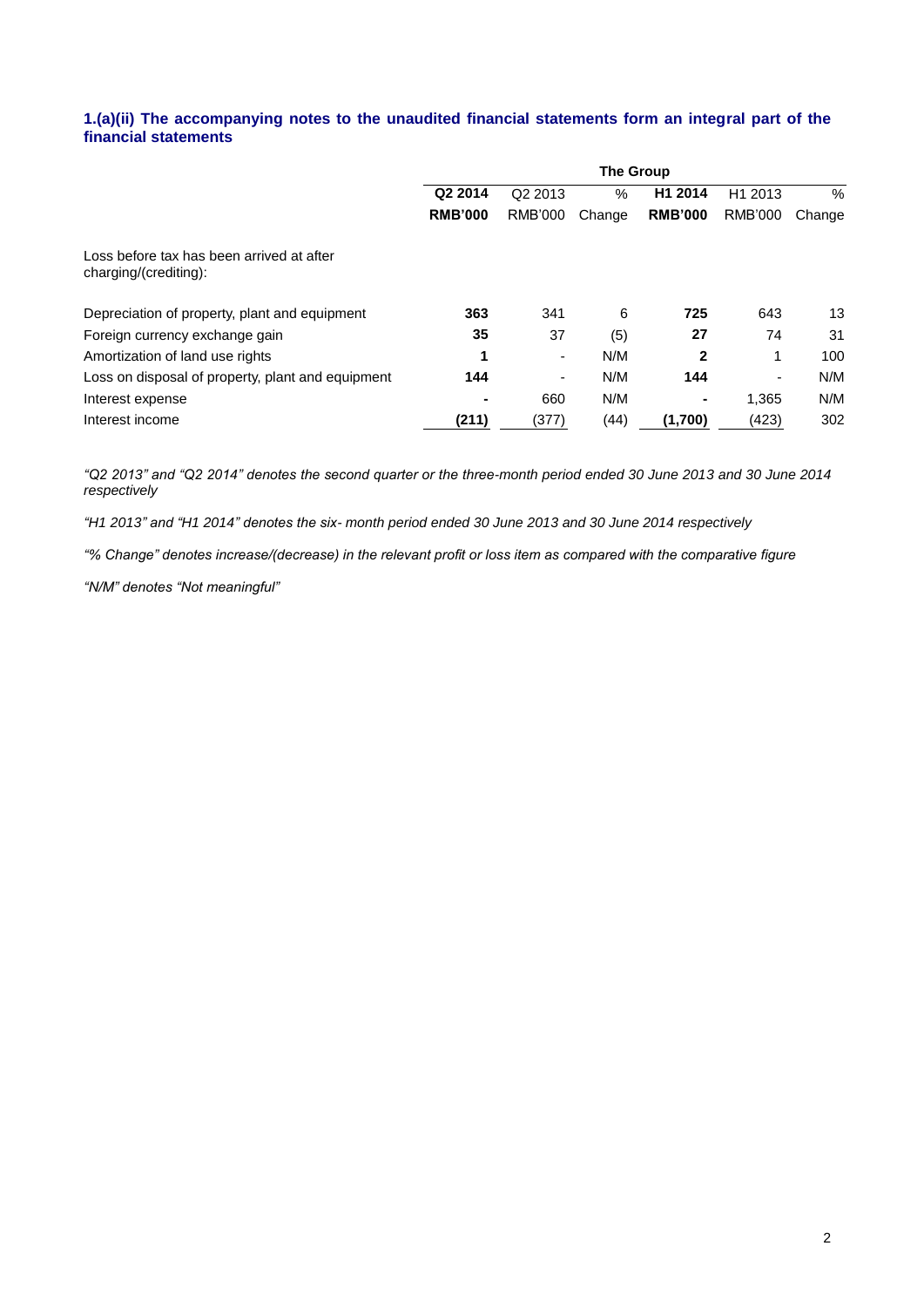### 1.(a)(ii) The accompanying notes to the unaudited financial statements form an integral part of the financial statements

| | The Group | | | | | |
|---|---|---|---|---|---|---|
| | **Q2 2014** | Q2 2013 | % | **H1 2014** | H1 2013 | % |
| | **RMB'000** | RMB'000 | Change | **RMB'000** | RMB'000 | Change |
| Loss before tax has been arrived at after charging/(crediting): | | | | | | |
| Depreciation of property, plant and equipment | **363** | 341 | 6 | **725** | 643 | 13 |
| Foreign currency exchange gain | **35** | 37 | (5) | **27** | 74 | 31 |
| Amortization of land use rights | **1** | - | N/M | **2** | 1 | 100 |
| Loss on disposal of property, plant and equipment | **144** | - | N/M | **144** | - | N/M |
| Interest expense | **-** | 660 | N/M | **-** | 1,365 | N/M |
| Interest income | **(211)** | (377) | (44) | **(1,700)** | (423) | 302 |

*"Q2 2013" and "Q2 2014" denotes the second quarter or the three-month period ended 30 June 2013 and 30 June 2014 respectively*

*"H1 2013" and "H1 2014" denotes the six- month period ended 30 June 2013 and 30 June 2014 respectively*

*"% Change" denotes increase/(decrease) in the relevant profit or loss item as compared with the comparative figure*

*"N/M" denotes "Not meaningful"*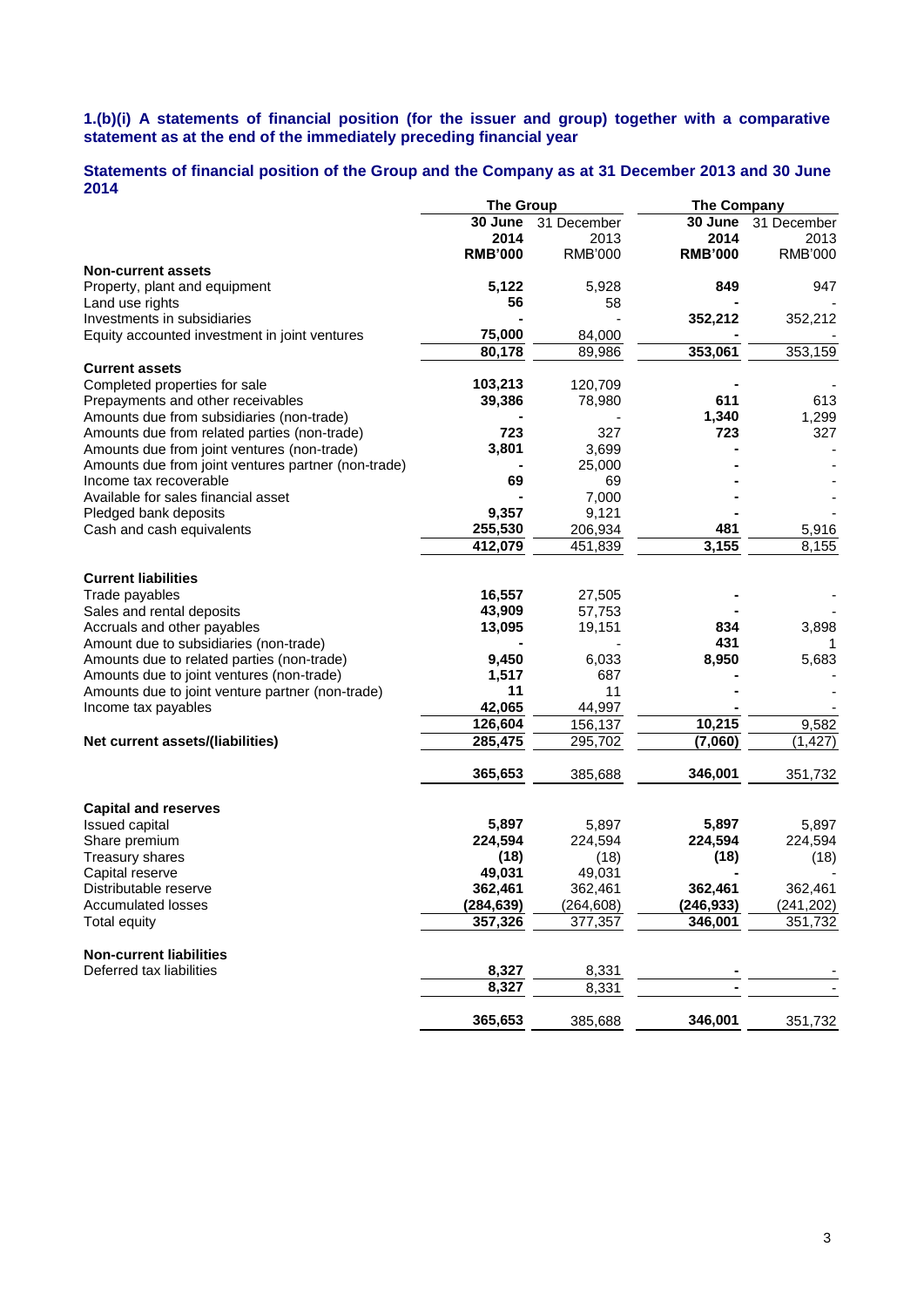**1.(b)(i) A statements of financial position (for the issuer and group) together with a comparative statement as at the end of the immediately preceding financial year**

**Statements of financial position of the Group and the Company as at 31 December 2013 and 30 June 2014**

| | The Group | | The Company | |
|---|---|---|---|---|
| | **30 June 2014** | 31 December 2013 | **30 June 2014** | 31 December 2013 |
| | **RMB'000** | RMB'000 | **RMB'000** | RMB'000 |
| **Non-current assets** | | | | |
| Property, plant and equipment | **5,122** | 5,928 | **849** | 947 |
| Land use rights | **56** | 58 | **-** | - |
| Investments in subsidiaries | **-** | - | **352,212** | 352,212 |
| Equity accounted investment in joint ventures | **75,000** | 84,000 | **-** | - |
| | **80,178** | 89,986 | **353,061** | 353,159 |
| **Current assets** | | | | |
| Completed properties for sale | **103,213** | 120,709 | **-** | - |
| Prepayments and other receivables | **39,386** | 78,980 | **611** | 613 |
| Amounts due from subsidiaries (non-trade) | **-** | - | **1,340** | 1,299 |
| Amounts due from related parties (non-trade) | **723** | 327 | **723** | 327 |
| Amounts due from joint ventures (non-trade) | **3,801** | 3,699 | **-** | - |
| Amounts due from joint ventures partner (non-trade) | **-** | 25,000 | **-** | - |
| Income tax recoverable | **69** | 69 | **-** | - |
| Available for sales financial asset | **-** | 7,000 | **-** | - |
| Pledged bank deposits | **9,357** | 9,121 | **-** | - |
| Cash and cash equivalents | **255,530** | 206,934 | **481** | 5,916 |
| | **412,079** | 451,839 | **3,155** | 8,155 |
| **Current liabilities** | | | | |
| Trade payables | **16,557** | 27,505 | **-** | - |
| Sales and rental deposits | **43,909** | 57,753 | **-** | - |
| Accruals and other payables | **13,095** | 19,151 | **834** | 3,898 |
| Amount due to subsidiaries (non-trade) | **-** | - | **431** | 1 |
| Amounts due to related parties (non-trade) | **9,450** | 6,033 | **8,950** | 5,683 |
| Amounts due to joint ventures (non-trade) | **1,517** | 687 | **-** | - |
| Amounts due to joint venture partner (non-trade) | **11** | 11 | **-** | - |
| Income tax payables | **42,065** | 44,997 | **-** | - |
| | **126,604** | 156,137 | **10,215** | 9,582 |
| **Net current assets/(liabilities)** | **285,475** | 295,702 | **(7,060)** | (1,427) |
| | **365,653** | 385,688 | **346,001** | 351,732 |
| **Capital and reserves** | | | | |
| Issued capital | **5,897** | 5,897 | **5,897** | 5,897 |
| Share premium | **224,594** | 224,594 | **224,594** | 224,594 |
| Treasury shares | **(18)** | (18) | **(18)** | (18) |
| Capital reserve | **49,031** | 49,031 | **-** | - |
| Distributable reserve | **362,461** | 362,461 | **362,461** | 362,461 |
| Accumulated losses | **(284,639)** | (264,608) | **(246,933)** | (241,202) |
| Total equity | **357,326** | 377,357 | **346,001** | 351,732 |
| **Non-current liabilities** | | | | |
| Deferred tax liabilities | **8,327** | 8,331 | **-** | - |
| | **8,327** | 8,331 | **-** | - |
| | **365,653** | 385,688 | **346,001** | 351,732 |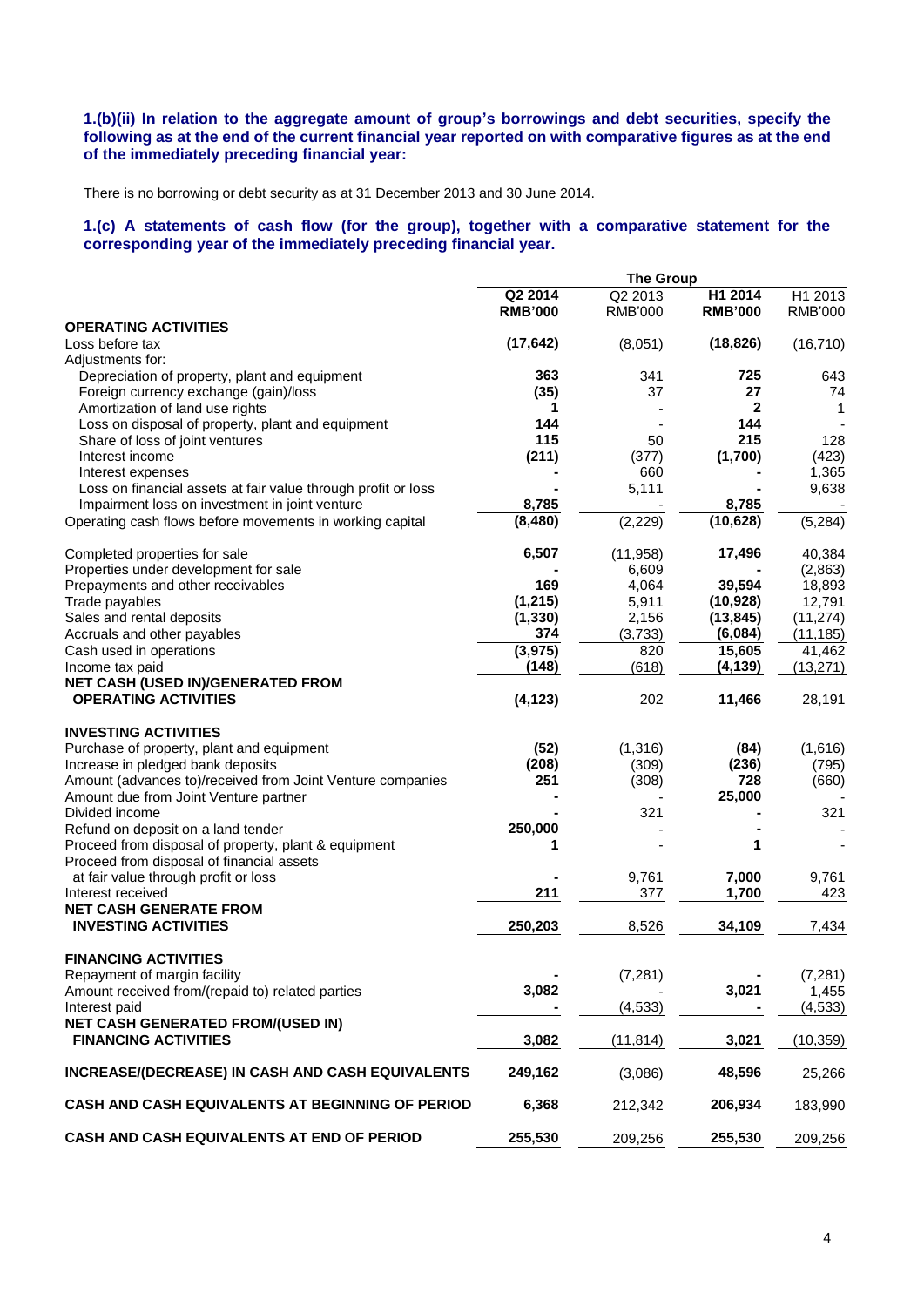**1.(b)(ii) In relation to the aggregate amount of group's borrowings and debt securities, specify the following as at the end of the current financial year reported on with comparative figures as at the end of the immediately preceding financial year:**

There is no borrowing or debt security as at 31 December 2013 and 30 June 2014.

**1.(c) A statements of cash flow (for the group), together with a comparative statement for the corresponding year of the immediately preceding financial year.**

| | The Group | | | |
|---|---|---|---|---|
| | **Q2 2014 RMB'000** | Q2 2013 RMB'000 | **H1 2014 RMB'000** | H1 2013 RMB'000 |
| **OPERATING ACTIVITIES** | | | | |
| Loss before tax | **(17,642)** | (8,051) | **(18,826)** | (16,710) |
| Adjustments for: | | | | |
| Depreciation of property, plant and equipment | **363** | 341 | **725** | 643 |
| Foreign currency exchange (gain)/loss | **(35)** | 37 | **27** | 74 |
| Amortization of land use rights | **1** | - | **2** | 1 |
| Loss on disposal of property, plant and equipment | **144** | - | **144** | - |
| Share of loss of joint ventures | **115** | 50 | **215** | 128 |
| Interest income | **(211)** | (377) | **(1,700)** | (423) |
| Interest expenses | **-** | 660 | **-** | 1,365 |
| Loss on financial assets at fair value through profit or loss | **-** | 5,111 | **-** | 9,638 |
| Impairment loss on investment in joint venture | **8,785** | - | **8,785** | - |
| Operating cash flows before movements in working capital | **(8,480)** | (2,229) | **(10,628)** | (5,284) |
| Completed properties for sale | **6,507** | (11,958) | **17,496** | 40,384 |
| Properties under development for sale | **-** | 6,609 | **-** | (2,863) |
| Prepayments and other receivables | **169** | 4,064 | **39,594** | 18,893 |
| Trade payables | **(1,215)** | 5,911 | **(10,928)** | 12,791 |
| Sales and rental deposits | **(1,330)** | 2,156 | **(13,845)** | (11,274) |
| Accruals and other payables | **374** | (3,733) | **(6,084)** | (11,185) |
| Cash used in operations | **(3,975)** | 820 | **15,605** | 41,462 |
| Income tax paid | **(148)** | (618) | **(4,139)** | (13,271) |
| **NET CASH (USED IN)/GENERATED FROM OPERATING ACTIVITIES** | **(4,123)** | 202 | **11,466** | 28,191 |
| **INVESTING ACTIVITIES** | | | | |
| Purchase of property, plant and equipment | **(52)** | (1,316) | **(84)** | (1,616) |
| Increase in pledged bank deposits | **(208)** | (309) | **(236)** | (795) |
| Amount (advances to)/received from Joint Venture companies | **251** | (308) | **728** | (660) |
| Amount due from Joint Venture partner | **-** | - | **25,000** | - |
| Divided income | **-** | 321 | **-** | 321 |
| Refund on deposit on a land tender | **250,000** | - | **-** | - |
| Proceed from disposal of property, plant & equipment | **1** | - | **1** | - |
| Proceed from disposal of financial assets at fair value through profit or loss | **-** | 9,761 | **7,000** | 9,761 |
| Interest received | **211** | 377 | **1,700** | 423 |
| **NET CASH GENERATE FROM INVESTING ACTIVITIES** | **250,203** | 8,526 | **34,109** | 7,434 |
| **FINANCING ACTIVITIES** | | | | |
| Repayment of margin facility | **-** | (7,281) | **-** | (7,281) |
| Amount received from/(repaid to) related parties | **3,082** | - | **3,021** | 1,455 |
| Interest paid | **-** | (4,533) | **-** | (4,533) |
| **NET CASH GENERATED FROM/(USED IN) FINANCING ACTIVITIES** | **3,082** | (11,814) | **3,021** | (10,359) |
| **INCREASE/(DECREASE) IN CASH AND CASH EQUIVALENTS** | **249,162** | (3,086) | **48,596** | 25,266 |
| **CASH AND CASH EQUIVALENTS AT BEGINNING OF PERIOD** | **6,368** | 212,342 | **206,934** | 183,990 |
| **CASH AND CASH EQUIVALENTS AT END OF PERIOD** | **255,530** | 209,256 | **255,530** | 209,256 |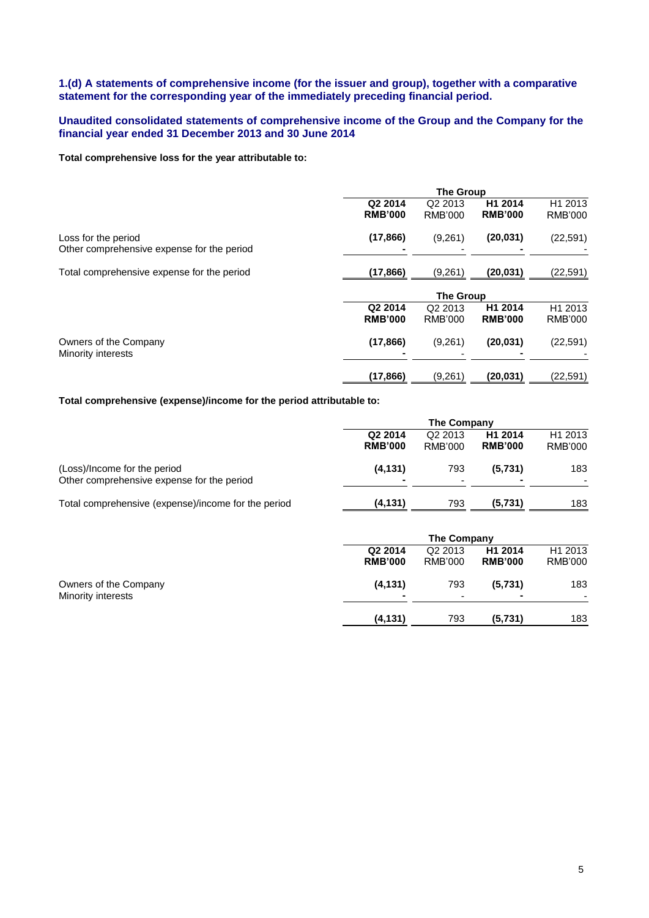**1.(d) A statements of comprehensive income (for the issuer and group), together with a comparative statement for the corresponding year of the immediately preceding financial period.**

**Unaudited consolidated statements of comprehensive income of the Group and the Company for the financial year ended 31 December 2013 and 30 June 2014**

**Total comprehensive loss for the year attributable to:**

| | The Group | | | |
|---|---|---|---|---|
| | **Q2 2014 RMB'000** | Q2 2013 RMB'000 | **H1 2014 RMB'000** | H1 2013 RMB'000 |
| Loss for the period | **(17,866)** | (9,261) | **(20,031)** | (22,591) |
| Other comprehensive expense for the period | **-** | - | **-** | - |
| Total comprehensive expense for the period | **(17,866)** | (9,261) | **(20,031)** | (22,591) |

| | The Group | | | |
|---|---|---|---|---|
| | **Q2 2014 RMB'000** | Q2 2013 RMB'000 | **H1 2014 RMB'000** | H1 2013 RMB'000 |
| Owners of the Company | **(17,866)** | (9,261) | **(20,031)** | (22,591) |
| Minority interests | **-** | - | **-** | - |
| | **(17,866)** | (9,261) | **(20,031)** | (22,591) |

**Total comprehensive (expense)/income for the period attributable to:**

| | The Company | | | |
|---|---|---|---|---|
| | **Q2 2014 RMB'000** | Q2 2013 RMB'000 | **H1 2014 RMB'000** | H1 2013 RMB'000 |
| (Loss)/Income for the period | **(4,131)** | 793 | **(5,731)** | 183 |
| Other comprehensive expense for the period | **-** | - | **-** | - |
| Total comprehensive (expense)/income for the period | **(4,131)** | 793 | **(5,731)** | 183 |

| | The Company | | | |
|---|---|---|---|---|
| | **Q2 2014 RMB'000** | Q2 2013 RMB'000 | **H1 2014 RMB'000** | H1 2013 RMB'000 |
| Owners of the Company | **(4,131)** | 793 | **(5,731)** | 183 |
| Minority interests | **-** | - | **-** | - |
| | **(4,131)** | 793 | **(5,731)** | 183 |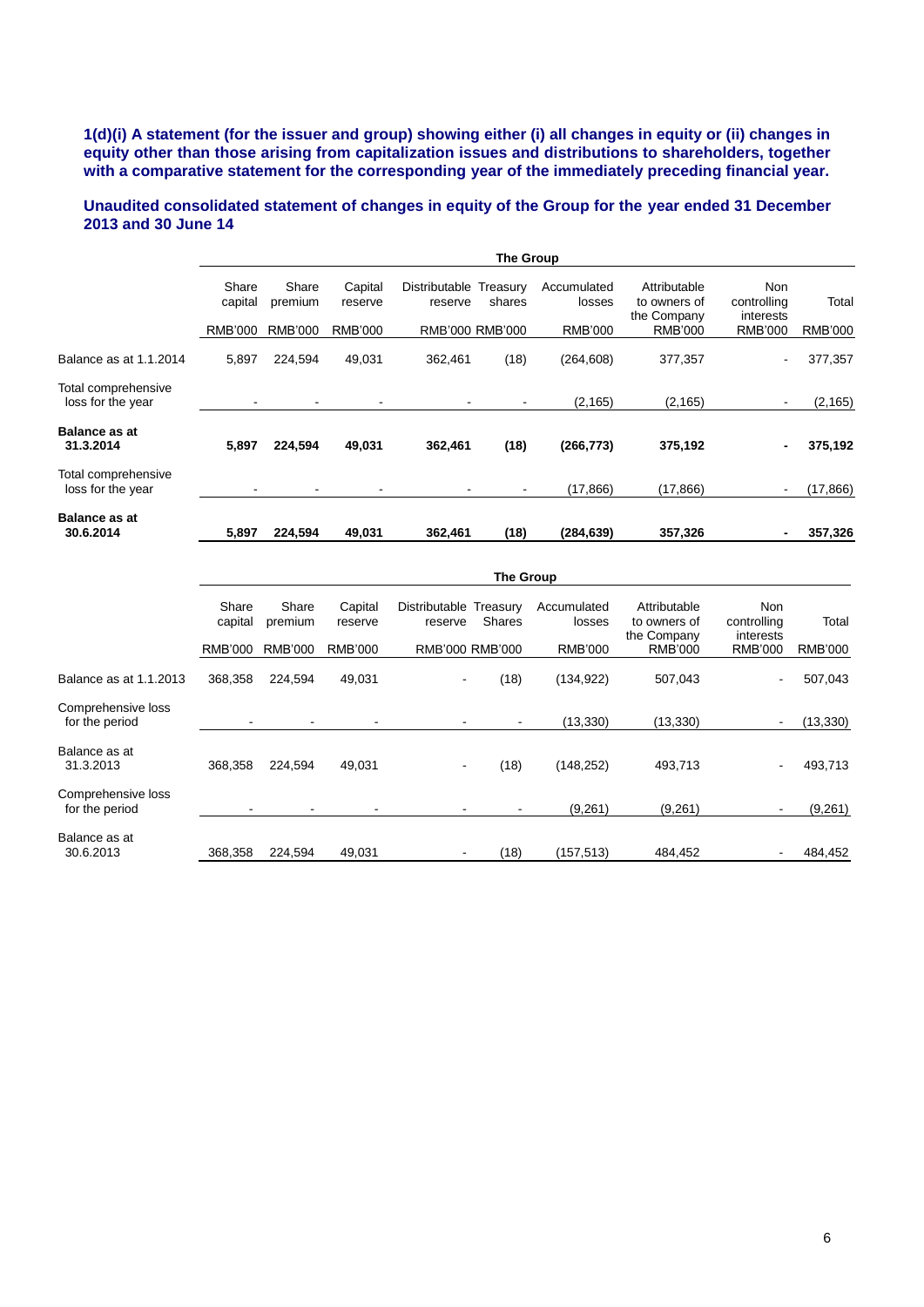**1(d)(i) A statement (for the issuer and group) showing either (i) all changes in equity or (ii) changes in equity other than those arising from capitalization issues and distributions to shareholders, together with a comparative statement for the corresponding year of the immediately preceding financial year.**

**Unaudited consolidated statement of changes in equity of the Group for the year ended 31 December 2013 and 30 June 14**

| | The Group | | | | | | | | |
|---|---|---|---|---|---|---|---|---|---|
| | Share capital | Share premium | Capital reserve | Distributable reserve | Treasury shares | Accumulated losses | Attributable to owners of the Company | Non controlling interests | Total |
| | RMB'000 | RMB'000 | RMB'000 | RMB'000 | RMB'000 | RMB'000 | RMB'000 | RMB'000 | RMB'000 |
| Balance as at 1.1.2014 | 5,897 | 224,594 | 49,031 | 362,461 | (18) | (264,608) | 377,357 | - | 377,357 |
| Total comprehensive loss for the year | - | - | - | - | - | (2,165) | (2,165) | - | (2,165) |
| **Balance as at 31.3.2014** | **5,897** | **224,594** | **49,031** | **362,461** | **(18)** | **(266,773)** | **375,192** | **-** | **375,192** |
| Total comprehensive loss for the year | - | - | - | - | - | (17,866) | (17,866) | - | (17,866) |
| **Balance as at 30.6.2014** | **5,897** | **224,594** | **49,031** | **362,461** | **(18)** | **(284,639)** | **357,326** | **-** | **357,326** |

| | The Group | | | | | | | | |
|---|---|---|---|---|---|---|---|---|---|
| | Share capital | Share premium | Capital reserve | Distributable reserve | Treasury Shares | Accumulated losses | Attributable to owners of the Company | Non controlling interests | Total |
| | RMB'000 | RMB'000 | RMB'000 | RMB'000 | RMB'000 | RMB'000 | RMB'000 | RMB'000 | RMB'000 |
| Balance as at 1.1.2013 | 368,358 | 224,594 | 49,031 | - | (18) | (134,922) | 507,043 | - | 507,043 |
| Comprehensive loss for the period | - | - | - | - | - | (13,330) | (13,330) | - | (13,330) |
| Balance as at 31.3.2013 | 368,358 | 224,594 | 49,031 | - | (18) | (148,252) | 493,713 | - | 493,713 |
| Comprehensive loss for the period | - | - | - | - | - | (9,261) | (9,261) | - | (9,261) |
| Balance as at 30.6.2013 | 368,358 | 224,594 | 49,031 | - | (18) | (157,513) | 484,452 | - | 484,452 |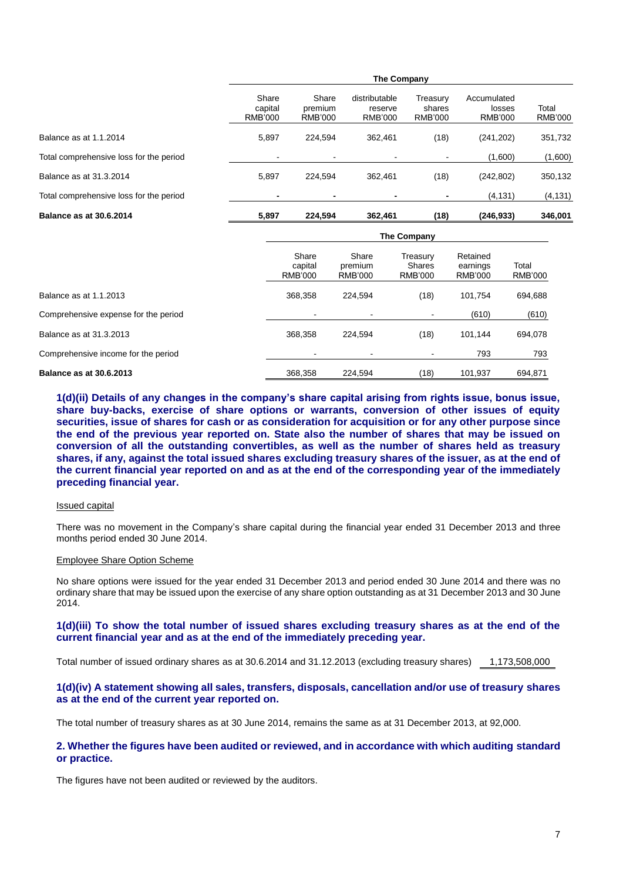| | The Company | | | | | |
|---|---|---|---|---|---|---|
| | Share capital RMB'000 | Share premium RMB'000 | distributable reserve RMB'000 | Treasury shares RMB'000 | Accumulated losses RMB'000 | Total RMB'000 |
| Balance as at 1.1.2014 | 5,897 | 224,594 | 362,461 | (18) | (241,202) | 351,732 |
| Total comprehensive loss for the period | - | - | - | - | (1,600) | (1,600) |
| Balance as at 31.3.2014 | 5,897 | 224,594 | 362,461 | (18) | (242,802) | 350,132 |
| Total comprehensive loss for the period | - | - | - | - | (4,131) | (4,131) |
| **Balance as at 30.6.2014** | **5,897** | **224,594** | **362,461** | **(18)** | **(246,933)** | **346,001** |

| | The Company | | | | |
|---|---|---|---|---|---|
| | Share capital RMB'000 | Share premium RMB'000 | Treasury Shares RMB'000 | Retained earnings RMB'000 | Total RMB'000 |
| Balance as at 1.1.2013 | 368,358 | 224,594 | (18) | 101,754 | 694,688 |
| Comprehensive expense for the period | - | - | - | (610) | (610) |
| Balance as at 31.3.2013 | 368,358 | 224,594 | (18) | 101,144 | 694,078 |
| Comprehensive income for the period | - | - | - | 793 | 793 |
| **Balance as at 30.6.2013** | 368,358 | 224,594 | (18) | 101,937 | 694,871 |

**1(d)(ii) Details of any changes in the company's share capital arising from rights issue, bonus issue, share buy-backs, exercise of share options or warrants, conversion of other issues of equity securities, issue of shares for cash or as consideration for acquisition or for any other purpose since the end of the previous year reported on. State also the number of shares that may be issued on conversion of all the outstanding convertibles, as well as the number of shares held as treasury shares, if any, against the total issued shares excluding treasury shares of the issuer, as at the end of the current financial year reported on and as at the end of the corresponding year of the immediately preceding financial year.**

Issued capital

There was no movement in the Company's share capital during the financial year ended 31 December 2013 and three months period ended 30 June 2014.

Employee Share Option Scheme

No share options were issued for the year ended 31 December 2013 and period ended 30 June 2014 and there was no ordinary share that may be issued upon the exercise of any share option outstanding as at 31 December 2013 and 30 June 2014.

**1(d)(iii) To show the total number of issued shares excluding treasury shares as at the end of the current financial year and as at the end of the immediately preceding year.**

Total number of issued ordinary shares as at 30.6.2014 and 31.12.2013 (excluding treasury shares) 1,173,508,000

**1(d)(iv) A statement showing all sales, transfers, disposals, cancellation and/or use of treasury shares as at the end of the current year reported on.**

The total number of treasury shares as at 30 June 2014, remains the same as at 31 December 2013, at 92,000.

**2. Whether the figures have been audited or reviewed, and in accordance with which auditing standard or practice.**

The figures have not been audited or reviewed by the auditors.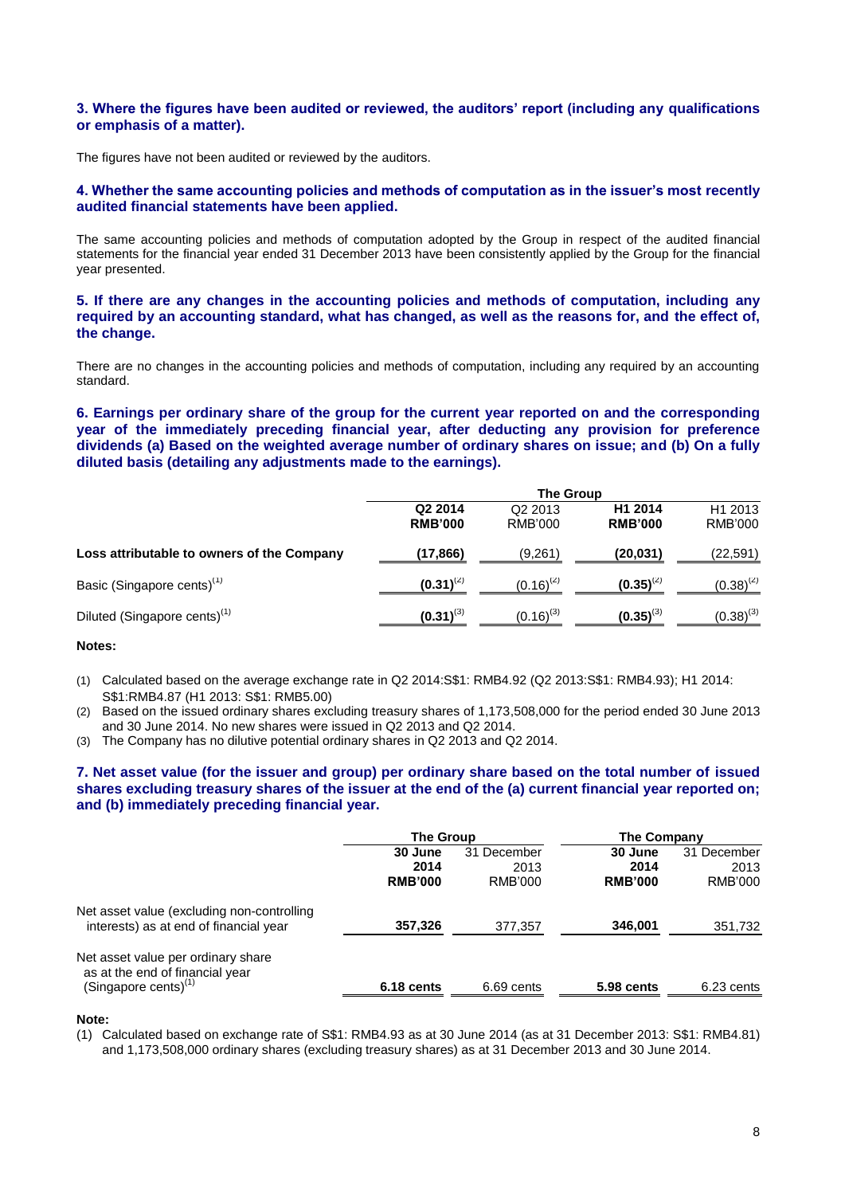**3. Where the figures have been audited or reviewed, the auditors' report (including any qualifications or emphasis of a matter).**

The figures have not been audited or reviewed by the auditors.

**4. Whether the same accounting policies and methods of computation as in the issuer's most recently audited financial statements have been applied.**

The same accounting policies and methods of computation adopted by the Group in respect of the audited financial statements for the financial year ended 31 December 2013 have been consistently applied by the Group for the financial year presented.

**5. If there are any changes in the accounting policies and methods of computation, including any required by an accounting standard, what has changed, as well as the reasons for, and the effect of, the change.**

There are no changes in the accounting policies and methods of computation, including any required by an accounting standard.

**6. Earnings per ordinary share of the group for the current year reported on and the corresponding year of the immediately preceding financial year, after deducting any provision for preference dividends (a) Based on the weighted average number of ordinary shares on issue; and (b) On a fully diluted basis (detailing any adjustments made to the earnings).**

| | The Group | | | |
|---|---|---|---|---|
| | **Q2 2014 RMB'000** | Q2 2013 RMB'000 | **H1 2014 RMB'000** | H1 2013 RMB'000 |
| **Loss attributable to owners of the Company** | **(17,866)** | (9,261) | **(20,031)** | (22,591) |
| Basic (Singapore cents)(1) | **(0.31)(2)** | (0.16)(2) | **(0.35)(2)** | (0.38)(2) |
| Diluted (Singapore cents)(1) | **(0.31)(3)** | (0.16)(3) | **(0.35)(3)** | (0.38)(3) |

**Notes:**

(1) Calculated based on the average exchange rate in Q2 2014:S$1: RMB4.92 (Q2 2013:S$1: RMB4.93); H1 2014: S$1:RMB4.87 (H1 2013: S$1: RMB5.00)

(2) Based on the issued ordinary shares excluding treasury shares of 1,173,508,000 for the period ended 30 June 2013 and 30 June 2014. No new shares were issued in Q2 2013 and Q2 2014.

(3) The Company has no dilutive potential ordinary shares in Q2 2013 and Q2 2014.

**7. Net asset value (for the issuer and group) per ordinary share based on the total number of issued shares excluding treasury shares of the issuer at the end of the (a) current financial year reported on; and (b) immediately preceding financial year.**

| | The Group | | The Company | |
|---|---|---|---|---|
| | **30 June 2014 RMB'000** | 31 December 2013 RMB'000 | **30 June 2014 RMB'000** | 31 December 2013 RMB'000 |
| Net asset value (excluding non-controlling interests) as at end of financial year | **357,326** | 377,357 | **346,001** | 351,732 |
| Net asset value per ordinary share as at the end of financial year (Singapore cents)(1) | **6.18 cents** | 6.69 cents | **5.98 cents** | 6.23 cents |

**Note:**

(1) Calculated based on exchange rate of S$1: RMB4.93 as at 30 June 2014 (as at 31 December 2013: S$1: RMB4.81) and 1,173,508,000 ordinary shares (excluding treasury shares) as at 31 December 2013 and 30 June 2014.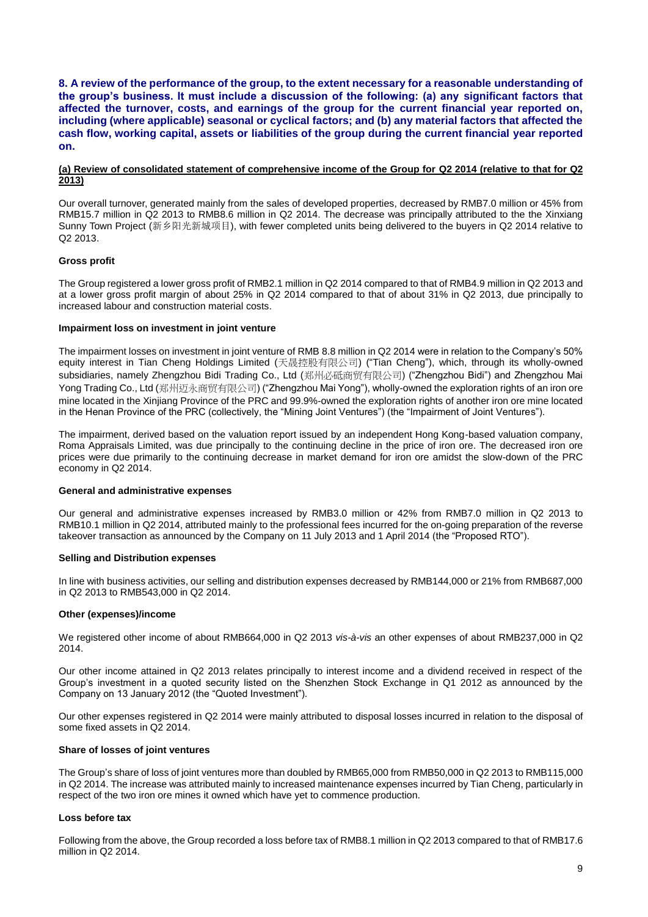**8. A review of the performance of the group, to the extent necessary for a reasonable understanding of the group's business. It must include a discussion of the following: (a) any significant factors that affected the turnover, costs, and earnings of the group for the current financial year reported on, including (where applicable) seasonal or cyclical factors; and (b) any material factors that affected the cash flow, working capital, assets or liabilities of the group during the current financial year reported on.**

**(a) Review of consolidated statement of comprehensive income of the Group for Q2 2014 (relative to that for Q2 2013)**

Our overall turnover, generated mainly from the sales of developed properties, decreased by RMB7.0 million or 45% from RMB15.7 million in Q2 2013 to RMB8.6 million in Q2 2014. The decrease was principally attributed to the the Xinxiang Sunny Town Project (新乡阳光新城项目), with fewer completed units being delivered to the buyers in Q2 2014 relative to Q2 2013.

**Gross profit**

The Group registered a lower gross profit of RMB2.1 million in Q2 2014 compared to that of RMB4.9 million in Q2 2013 and at a lower gross profit margin of about 25% in Q2 2014 compared to that of about 31% in Q2 2013, due principally to increased labour and construction material costs.

**Impairment loss on investment in joint venture**

The impairment losses on investment in joint venture of RMB 8.8 million in Q2 2014 were in relation to the Company's 50% equity interest in Tian Cheng Holdings Limited (天晟控股有限公司) ("Tian Cheng"), which, through its wholly-owned subsidiaries, namely Zhengzhou Bidi Trading Co., Ltd (郑州必砥商贸有限公司) ("Zhengzhou Bidi") and Zhengzhou Mai Yong Trading Co., Ltd (郑州迈永商贸有限公司) ("Zhengzhou Mai Yong"), wholly-owned the exploration rights of an iron ore mine located in the Xinjiang Province of the PRC and 99.9%-owned the exploration rights of another iron ore mine located in the Henan Province of the PRC (collectively, the "Mining Joint Ventures") (the "Impairment of Joint Ventures").

The impairment, derived based on the valuation report issued by an independent Hong Kong-based valuation company, Roma Appraisals Limited, was due principally to the continuing decline in the price of iron ore. The decreased iron ore prices were due primarily to the continuing decrease in market demand for iron ore amidst the slow-down of the PRC economy in Q2 2014.

**General and administrative expenses**

Our general and administrative expenses increased by RMB3.0 million or 42% from RMB7.0 million in Q2 2013 to RMB10.1 million in Q2 2014, attributed mainly to the professional fees incurred for the on-going preparation of the reverse takeover transaction as announced by the Company on 11 July 2013 and 1 April 2014 (the "Proposed RTO").

**Selling and Distribution expenses**

In line with business activities, our selling and distribution expenses decreased by RMB144,000 or 21% from RMB687,000 in Q2 2013 to RMB543,000 in Q2 2014.

**Other (expenses)/income**

We registered other income of about RMB664,000 in Q2 2013 *vis-à-vis* an other expenses of about RMB237,000 in Q2 2014.

Our other income attained in Q2 2013 relates principally to interest income and a dividend received in respect of the Group's investment in a quoted security listed on the Shenzhen Stock Exchange in Q1 2012 as announced by the Company on 13 January 2012 (the "Quoted Investment").

Our other expenses registered in Q2 2014 were mainly attributed to disposal losses incurred in relation to the disposal of some fixed assets in Q2 2014.

**Share of losses of joint ventures**

The Group's share of loss of joint ventures more than doubled by RMB65,000 from RMB50,000 in Q2 2013 to RMB115,000 in Q2 2014. The increase was attributed mainly to increased maintenance expenses incurred by Tian Cheng, particularly in respect of the two iron ore mines it owned which have yet to commence production.

**Loss before tax**

Following from the above, the Group recorded a loss before tax of RMB8.1 million in Q2 2013 compared to that of RMB17.6 million in Q2 2014.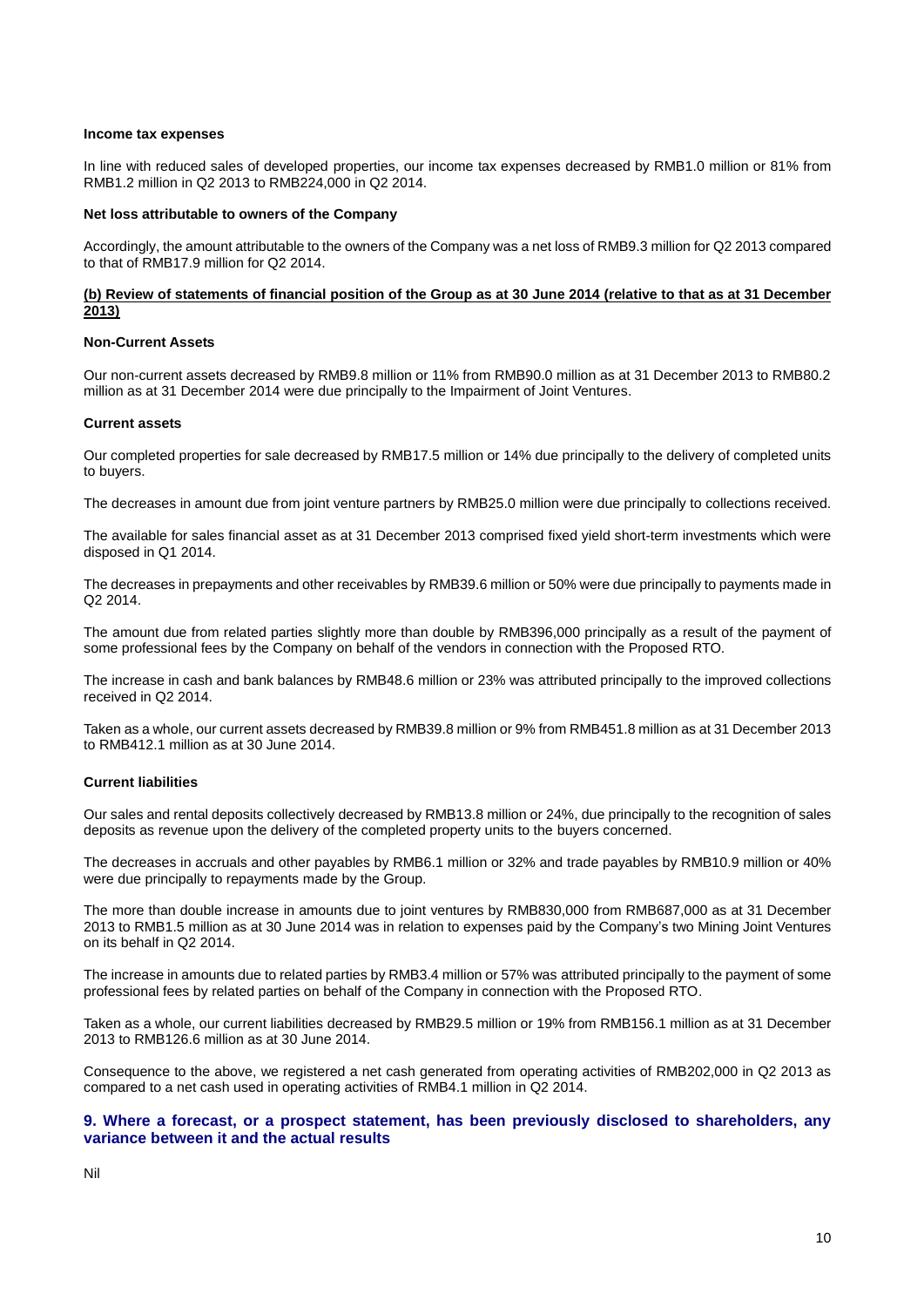**Income tax expenses**

In line with reduced sales of developed properties, our income tax expenses decreased by RMB1.0 million or 81% from RMB1.2 million in Q2 2013 to RMB224,000 in Q2 2014.

**Net loss attributable to owners of the Company**

Accordingly, the amount attributable to the owners of the Company was a net loss of RMB9.3 million for Q2 2013 compared to that of RMB17.9 million for Q2 2014.

**(b) Review of statements of financial position of the Group as at 30 June 2014 (relative to that as at 31 December 2013)**

**Non-Current Assets**

Our non-current assets decreased by RMB9.8 million or 11% from RMB90.0 million as at 31 December 2013 to RMB80.2 million as at 31 December 2014 were due principally to the Impairment of Joint Ventures.

**Current assets**

Our completed properties for sale decreased by RMB17.5 million or 14% due principally to the delivery of completed units to buyers.

The decreases in amount due from joint venture partners by RMB25.0 million were due principally to collections received.

The available for sales financial asset as at 31 December 2013 comprised fixed yield short-term investments which were disposed in Q1 2014.

The decreases in prepayments and other receivables by RMB39.6 million or 50% were due principally to payments made in Q2 2014.

The amount due from related parties slightly more than double by RMB396,000 principally as a result of the payment of some professional fees by the Company on behalf of the vendors in connection with the Proposed RTO.

The increase in cash and bank balances by RMB48.6 million or 23% was attributed principally to the improved collections received in Q2 2014.

Taken as a whole, our current assets decreased by RMB39.8 million or 9% from RMB451.8 million as at 31 December 2013 to RMB412.1 million as at 30 June 2014.

**Current liabilities**

Our sales and rental deposits collectively decreased by RMB13.8 million or 24%, due principally to the recognition of sales deposits as revenue upon the delivery of the completed property units to the buyers concerned.

The decreases in accruals and other payables by RMB6.1 million or 32% and trade payables by RMB10.9 million or 40% were due principally to repayments made by the Group.

The more than double increase in amounts due to joint ventures by RMB830,000 from RMB687,000 as at 31 December 2013 to RMB1.5 million as at 30 June 2014 was in relation to expenses paid by the Company's two Mining Joint Ventures on its behalf in Q2 2014.

The increase in amounts due to related parties by RMB3.4 million or 57% was attributed principally to the payment of some professional fees by related parties on behalf of the Company in connection with the Proposed RTO.

Taken as a whole, our current liabilities decreased by RMB29.5 million or 19% from RMB156.1 million as at 31 December 2013 to RMB126.6 million as at 30 June 2014.

Consequence to the above, we registered a net cash generated from operating activities of RMB202,000 in Q2 2013 as compared to a net cash used in operating activities of RMB4.1 million in Q2 2014.

## 9. Where a forecast, or a prospect statement, has been previously disclosed to shareholders, any variance between it and the actual results

Nil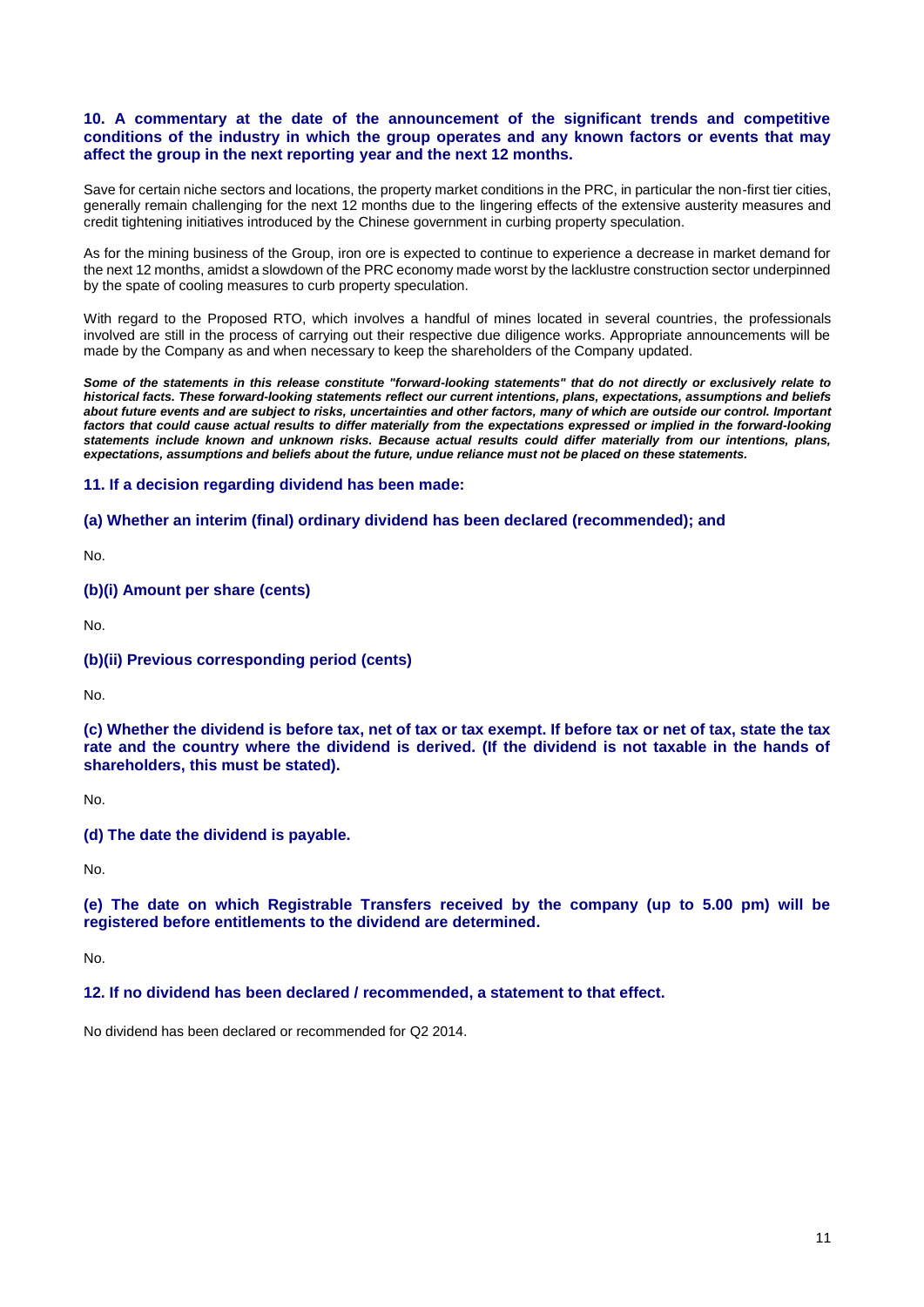### 10. A commentary at the date of the announcement of the significant trends and competitive conditions of the industry in which the group operates and any known factors or events that may affect the group in the next reporting year and the next 12 months.

Save for certain niche sectors and locations, the property market conditions in the PRC, in particular the non-first tier cities, generally remain challenging for the next 12 months due to the lingering effects of the extensive austerity measures and credit tightening initiatives introduced by the Chinese government in curbing property speculation.

As for the mining business of the Group, iron ore is expected to continue to experience a decrease in market demand for the next 12 months, amidst a slowdown of the PRC economy made worst by the lacklustre construction sector underpinned by the spate of cooling measures to curb property speculation.

With regard to the Proposed RTO, which involves a handful of mines located in several countries, the professionals involved are still in the process of carrying out their respective due diligence works. Appropriate announcements will be made by the Company as and when necessary to keep the shareholders of the Company updated.

***Some of the statements in this release constitute "forward-looking statements" that do not directly or exclusively relate to historical facts. These forward-looking statements reflect our current intentions, plans, expectations, assumptions and beliefs about future events and are subject to risks, uncertainties and other factors, many of which are outside our control. Important factors that could cause actual results to differ materially from the expectations expressed or implied in the forward-looking statements include known and unknown risks. Because actual results could differ materially from our intentions, plans, expectations, assumptions and beliefs about the future, undue reliance must not be placed on these statements.***

### 11. If a decision regarding dividend has been made:

#### (a) Whether an interim (final) ordinary dividend has been declared (recommended); and

No.

#### (b)(i) Amount per share (cents)

No.

#### (b)(ii) Previous corresponding period (cents)

No.

#### (c) Whether the dividend is before tax, net of tax or tax exempt. If before tax or net of tax, state the tax rate and the country where the dividend is derived. (If the dividend is not taxable in the hands of shareholders, this must be stated).

No.

#### (d) The date the dividend is payable.

No.

#### (e) The date on which Registrable Transfers received by the company (up to 5.00 pm) will be registered before entitlements to the dividend are determined.

No.

### 12. If no dividend has been declared / recommended, a statement to that effect.

No dividend has been declared or recommended for Q2 2014.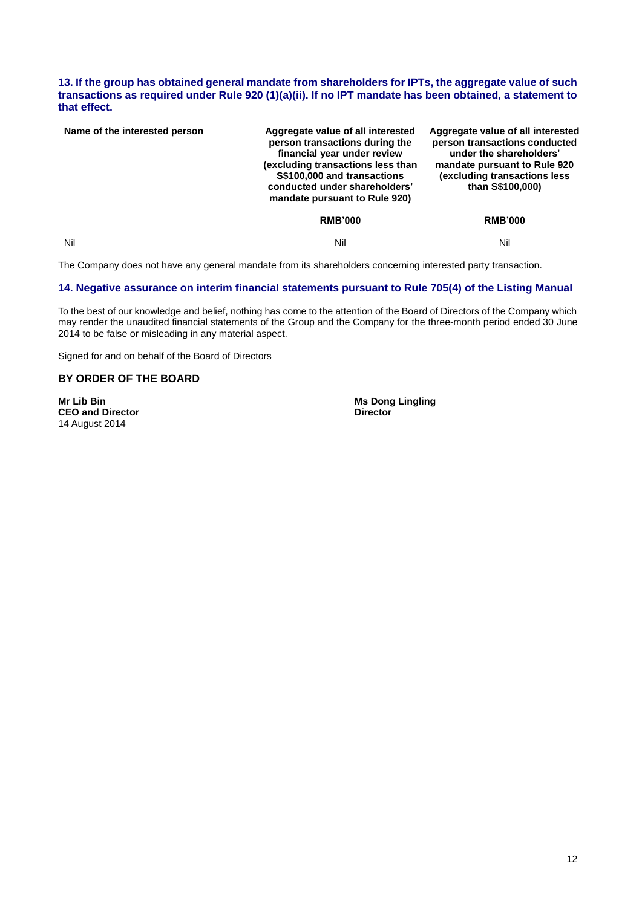**13. If the group has obtained general mandate from shareholders for IPTs, the aggregate value of such transactions as required under Rule 920 (1)(a)(ii). If no IPT mandate has been obtained, a statement to that effect.**

| Name of the interested person | Aggregate value of all interested person transactions during the financial year under review (excluding transactions less than S$100,000 and transactions conducted under shareholders' mandate pursuant to Rule 920) | Aggregate value of all interested person transactions conducted under the shareholders' mandate pursuant to Rule 920 (excluding transactions less than S$100,000) |
|---|---|---|
| | **RMB'000** | **RMB'000** |
| Nil | Nil | Nil |

The Company does not have any general mandate from its shareholders concerning interested party transaction.

**14. Negative assurance on interim financial statements pursuant to Rule 705(4) of the Listing Manual**

To the best of our knowledge and belief, nothing has come to the attention of the Board of Directors of the Company which may render the unaudited financial statements of the Group and the Company for the three-month period ended 30 June 2014 to be false or misleading in any material aspect.

Signed for and on behalf of the Board of Directors

**BY ORDER OF THE BOARD**

**Mr Lib Bin**
**CEO and Director**
14 August 2014

**Ms Dong Lingling**
**Director**